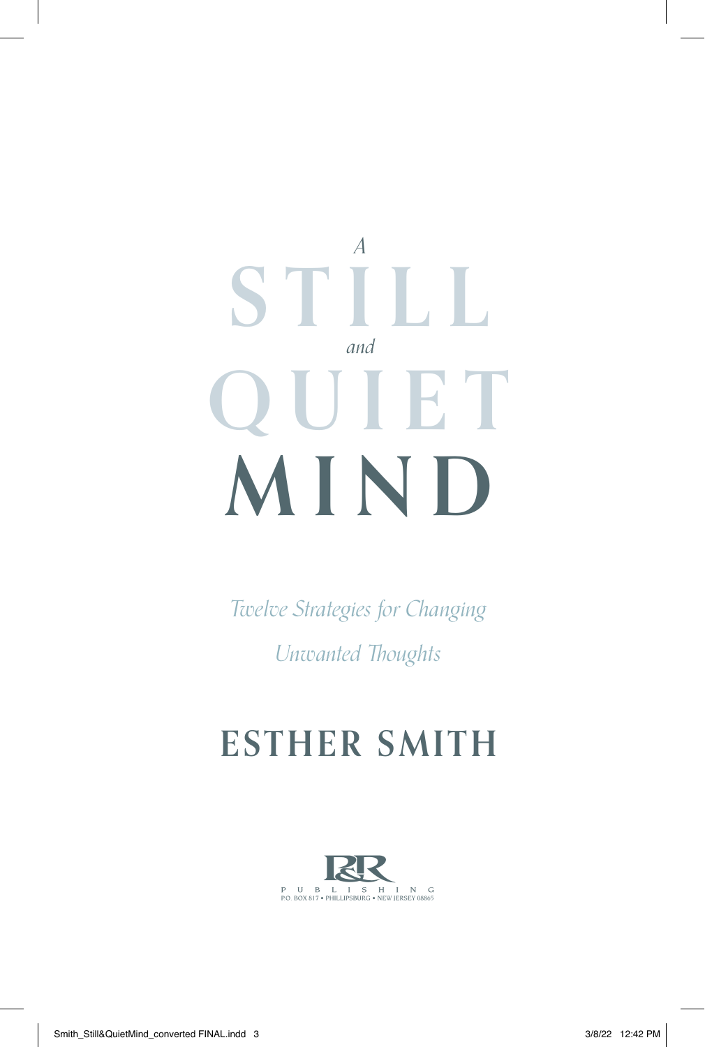# A STILL and QUIET MIND

*Twelve Strategies for Changing Unwanted Thoughts*

**ESTHER SMITH**

P&R PUBLISHING
P.O. BOX 817 • PHILLIPSBURG • NEW JERSEY 08865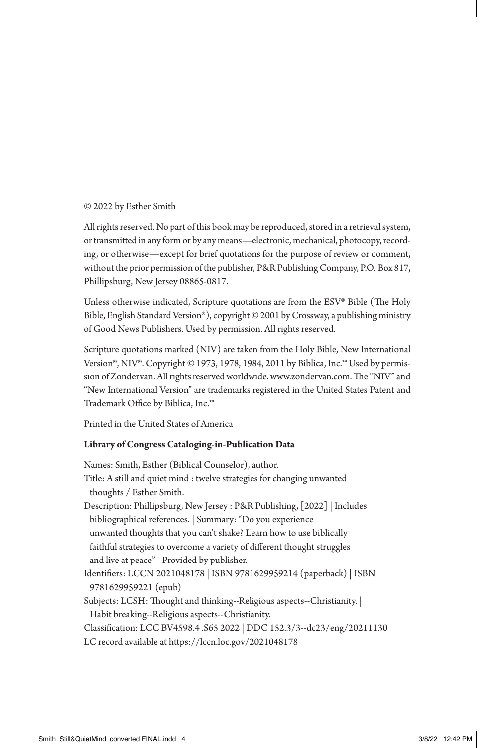© 2022 by Esther Smith

All rights reserved. No part of this book may be reproduced, stored in a retrieval system, or transmitted in any form or by any means—electronic, mechanical, photocopy, recording, or otherwise—except for brief quotations for the purpose of review or comment, without the prior permission of the publisher, P&R Publishing Company, P.O. Box 817, Phillipsburg, New Jersey 08865-0817.

Unless otherwise indicated, Scripture quotations are from the ESV® Bible (The Holy Bible, English Standard Version®), copyright © 2001 by Crossway, a publishing ministry of Good News Publishers. Used by permission. All rights reserved.

Scripture quotations marked (NIV) are taken from the Holy Bible, New International Version®, NIV®. Copyright © 1973, 1978, 1984, 2011 by Biblica, Inc.™ Used by permission of Zondervan. All rights reserved worldwide. www.zondervan.com. The "NIV" and "New International Version" are trademarks registered in the United States Patent and Trademark Office by Biblica, Inc.™

Printed in the United States of America

**Library of Congress Cataloging-in-Publication Data**

Names: Smith, Esther (Biblical Counselor), author.
Title: A still and quiet mind : twelve strategies for changing unwanted thoughts / Esther Smith.
Description: Phillipsburg, New Jersey : P&R Publishing, [2022] | Includes bibliographical references. | Summary: "Do you experience unwanted thoughts that you can't shake? Learn how to use biblically faithful strategies to overcome a variety of different thought struggles and live at peace"-- Provided by publisher.
Identifiers: LCCN 2021048178 | ISBN 9781629959214 (paperback) | ISBN 9781629959221 (epub)
Subjects: LCSH: Thought and thinking--Religious aspects--Christianity. | Habit breaking--Religious aspects--Christianity.
Classification: LCC BV4598.4 .S65 2022 | DDC 152.3/3--dc23/eng/20211130
LC record available at https://lccn.loc.gov/2021048178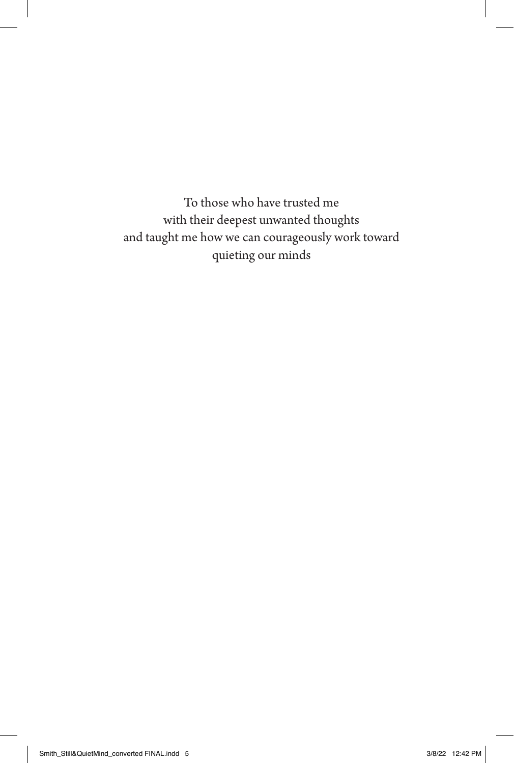To those who have trusted me  
with their deepest unwanted thoughts  
and taught me how we can courageously work toward  
quieting our minds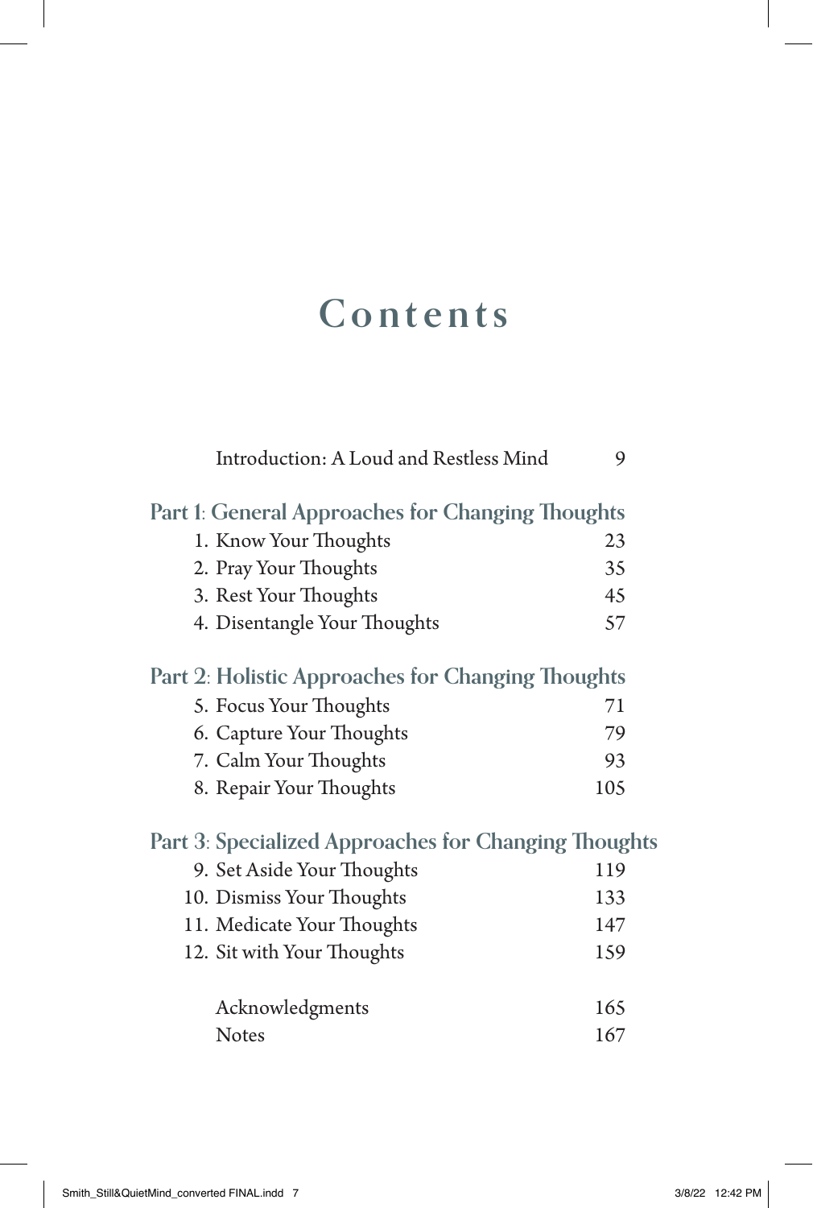# Contents

Introduction: A Loud and Restless Mind 9

## Part 1: General Approaches for Changing Thoughts

1. Know Your Thoughts 23
2. Pray Your Thoughts 35
3. Rest Your Thoughts 45
4. Disentangle Your Thoughts 57

## Part 2: Holistic Approaches for Changing Thoughts

5. Focus Your Thoughts 71
6. Capture Your Thoughts 79
7. Calm Your Thoughts 93
8. Repair Your Thoughts 105

## Part 3: Specialized Approaches for Changing Thoughts

9. Set Aside Your Thoughts 119
10. Dismiss Your Thoughts 133
11. Medicate Your Thoughts 147
12. Sit with Your Thoughts 159

Acknowledgments 165

Notes 167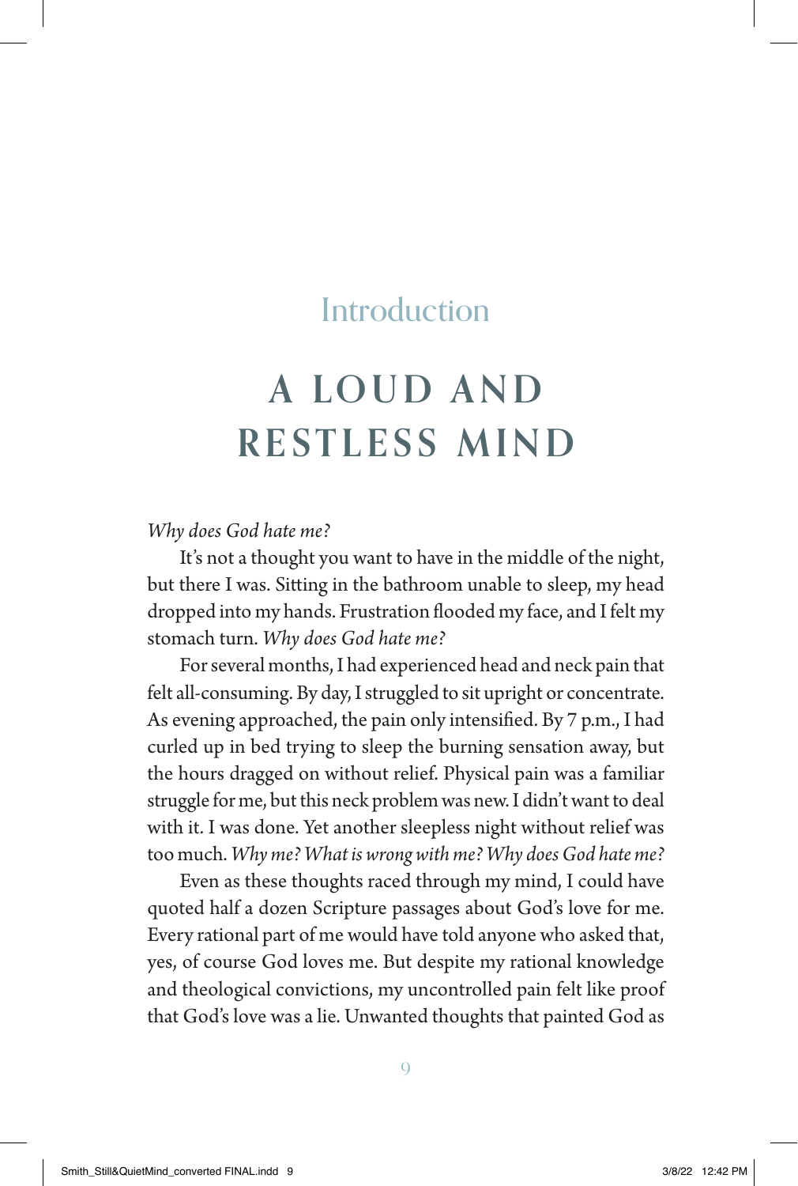## Introduction

# A LOUD AND RESTLESS MIND

*Why does God hate me?*

It's not a thought you want to have in the middle of the night, but there I was. Sitting in the bathroom unable to sleep, my head dropped into my hands. Frustration flooded my face, and I felt my stomach turn. *Why does God hate me?*

For several months, I had experienced head and neck pain that felt all-consuming. By day, I struggled to sit upright or concentrate. As evening approached, the pain only intensified. By 7 p.m., I had curled up in bed trying to sleep the burning sensation away, but the hours dragged on without relief. Physical pain was a familiar struggle for me, but this neck problem was new. I didn't want to deal with it. I was done. Yet another sleepless night without relief was too much. *Why me? What is wrong with me? Why does God hate me?*

Even as these thoughts raced through my mind, I could have quoted half a dozen Scripture passages about God's love for me. Every rational part of me would have told anyone who asked that, yes, of course God loves me. But despite my rational knowledge and theological convictions, my uncontrolled pain felt like proof that God's love was a lie. Unwanted thoughts that painted God as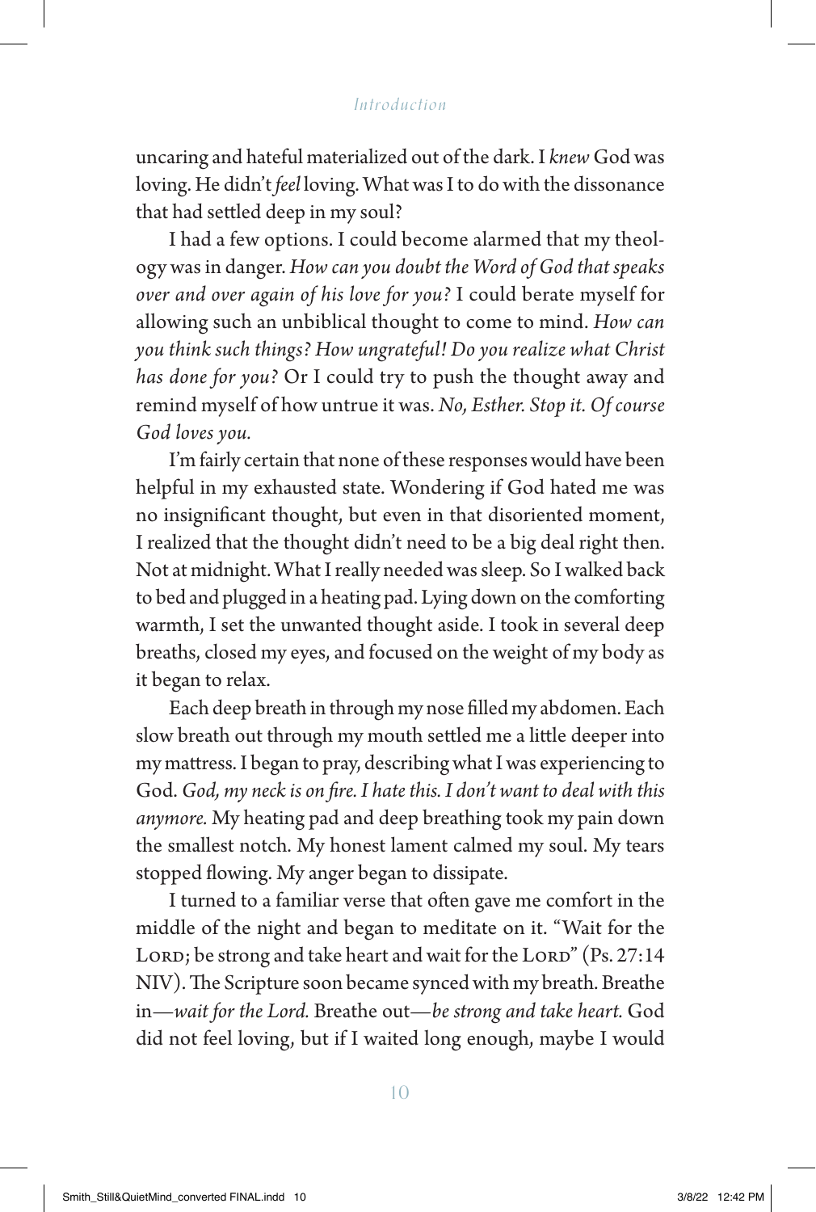uncaring and hateful materialized out of the dark. I *knew* God was loving. He didn't *feel* loving. What was I to do with the dissonance that had settled deep in my soul?

I had a few options. I could become alarmed that my theology was in danger. *How can you doubt the Word of God that speaks over and over again of his love for you?* I could berate myself for allowing such an unbiblical thought to come to mind. *How can you think such things? How ungrateful! Do you realize what Christ has done for you?* Or I could try to push the thought away and remind myself of how untrue it was. *No, Esther. Stop it. Of course God loves you.*

I'm fairly certain that none of these responses would have been helpful in my exhausted state. Wondering if God hated me was no insignificant thought, but even in that disoriented moment, I realized that the thought didn't need to be a big deal right then. Not at midnight. What I really needed was sleep. So I walked back to bed and plugged in a heating pad. Lying down on the comforting warmth, I set the unwanted thought aside. I took in several deep breaths, closed my eyes, and focused on the weight of my body as it began to relax.

Each deep breath in through my nose filled my abdomen. Each slow breath out through my mouth settled me a little deeper into my mattress. I began to pray, describing what I was experiencing to God. *God, my neck is on fire. I hate this. I don't want to deal with this anymore.* My heating pad and deep breathing took my pain down the smallest notch. My honest lament calmed my soul. My tears stopped flowing. My anger began to dissipate.

I turned to a familiar verse that often gave me comfort in the middle of the night and began to meditate on it. "Wait for the LORD; be strong and take heart and wait for the LORD" (Ps. 27:14 NIV). The Scripture soon became synced with my breath. Breathe in—*wait for the Lord.* Breathe out—*be strong and take heart.* God did not feel loving, but if I waited long enough, maybe I would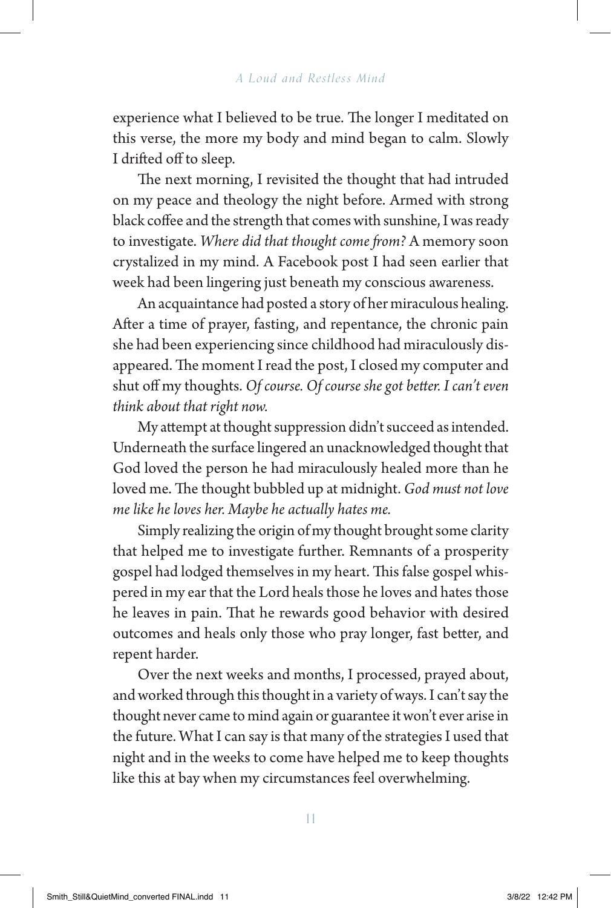experience what I believed to be true. The longer I meditated on this verse, the more my body and mind began to calm. Slowly I drifted off to sleep.

The next morning, I revisited the thought that had intruded on my peace and theology the night before. Armed with strong black coffee and the strength that comes with sunshine, I was ready to investigate. *Where did that thought come from?* A memory soon crystalized in my mind. A Facebook post I had seen earlier that week had been lingering just beneath my conscious awareness.

An acquaintance had posted a story of her miraculous healing. After a time of prayer, fasting, and repentance, the chronic pain she had been experiencing since childhood had miraculously disappeared. The moment I read the post, I closed my computer and shut off my thoughts. *Of course. Of course she got better. I can't even think about that right now.*

My attempt at thought suppression didn't succeed as intended. Underneath the surface lingered an unacknowledged thought that God loved the person he had miraculously healed more than he loved me. The thought bubbled up at midnight. *God must not love me like he loves her. Maybe he actually hates me.*

Simply realizing the origin of my thought brought some clarity that helped me to investigate further. Remnants of a prosperity gospel had lodged themselves in my heart. This false gospel whispered in my ear that the Lord heals those he loves and hates those he leaves in pain. That he rewards good behavior with desired outcomes and heals only those who pray longer, fast better, and repent harder.

Over the next weeks and months, I processed, prayed about, and worked through this thought in a variety of ways. I can't say the thought never came to mind again or guarantee it won't ever arise in the future. What I can say is that many of the strategies I used that night and in the weeks to come have helped me to keep thoughts like this at bay when my circumstances feel overwhelming.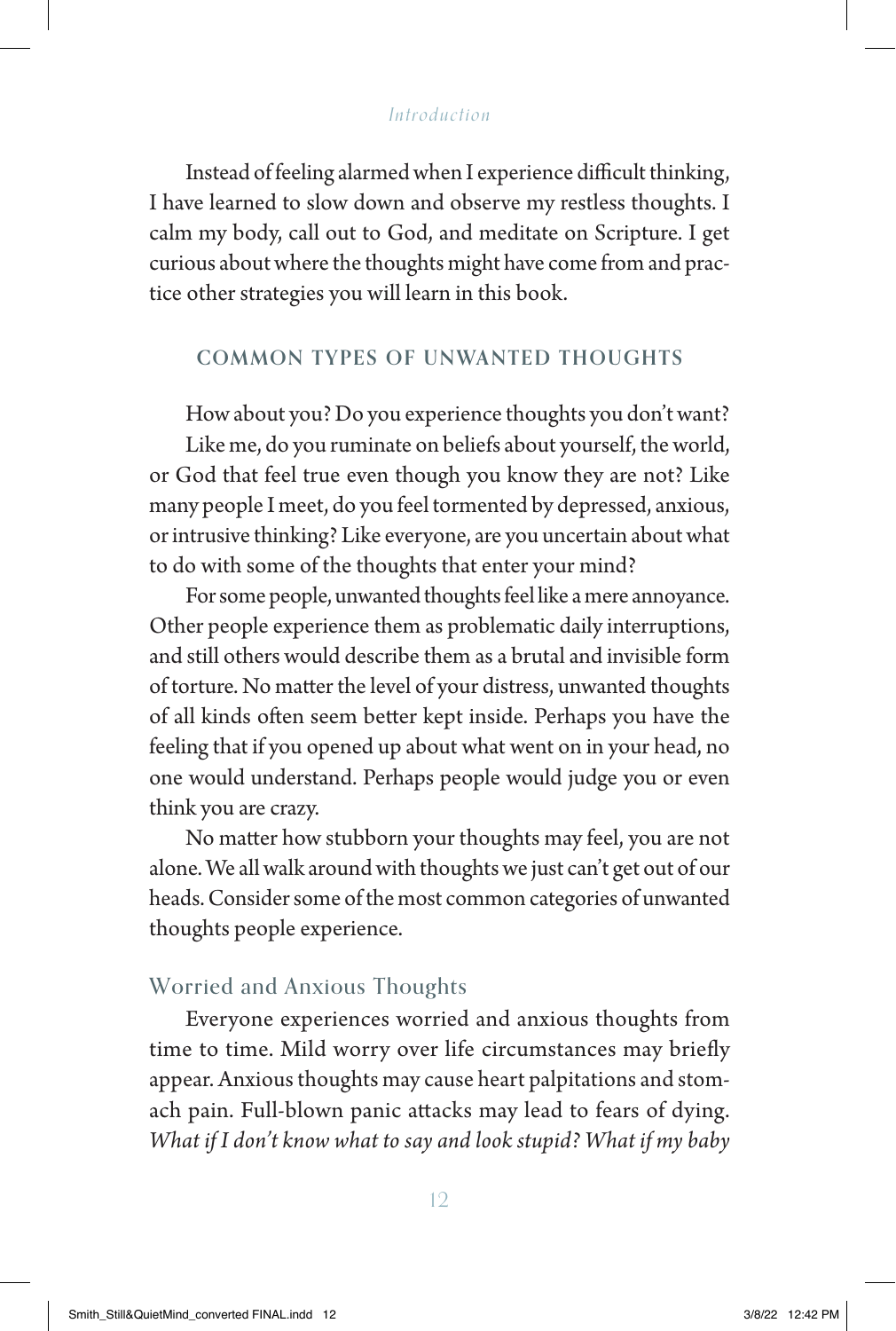Instead of feeling alarmed when I experience difficult thinking, I have learned to slow down and observe my restless thoughts. I calm my body, call out to God, and meditate on Scripture. I get curious about where the thoughts might have come from and practice other strategies you will learn in this book.

## COMMON TYPES OF UNWANTED THOUGHTS

How about you? Do you experience thoughts you don't want?

Like me, do you ruminate on beliefs about yourself, the world, or God that feel true even though you know they are not? Like many people I meet, do you feel tormented by depressed, anxious, or intrusive thinking? Like everyone, are you uncertain about what to do with some of the thoughts that enter your mind?

For some people, unwanted thoughts feel like a mere annoyance. Other people experience them as problematic daily interruptions, and still others would describe them as a brutal and invisible form of torture. No matter the level of your distress, unwanted thoughts of all kinds often seem better kept inside. Perhaps you have the feeling that if you opened up about what went on in your head, no one would understand. Perhaps people would judge you or even think you are crazy.

No matter how stubborn your thoughts may feel, you are not alone. We all walk around with thoughts we just can't get out of our heads. Consider some of the most common categories of unwanted thoughts people experience.

### Worried and Anxious Thoughts

Everyone experiences worried and anxious thoughts from time to time. Mild worry over life circumstances may briefly appear. Anxious thoughts may cause heart palpitations and stomach pain. Full-blown panic attacks may lead to fears of dying. *What if I don't know what to say and look stupid? What if my baby*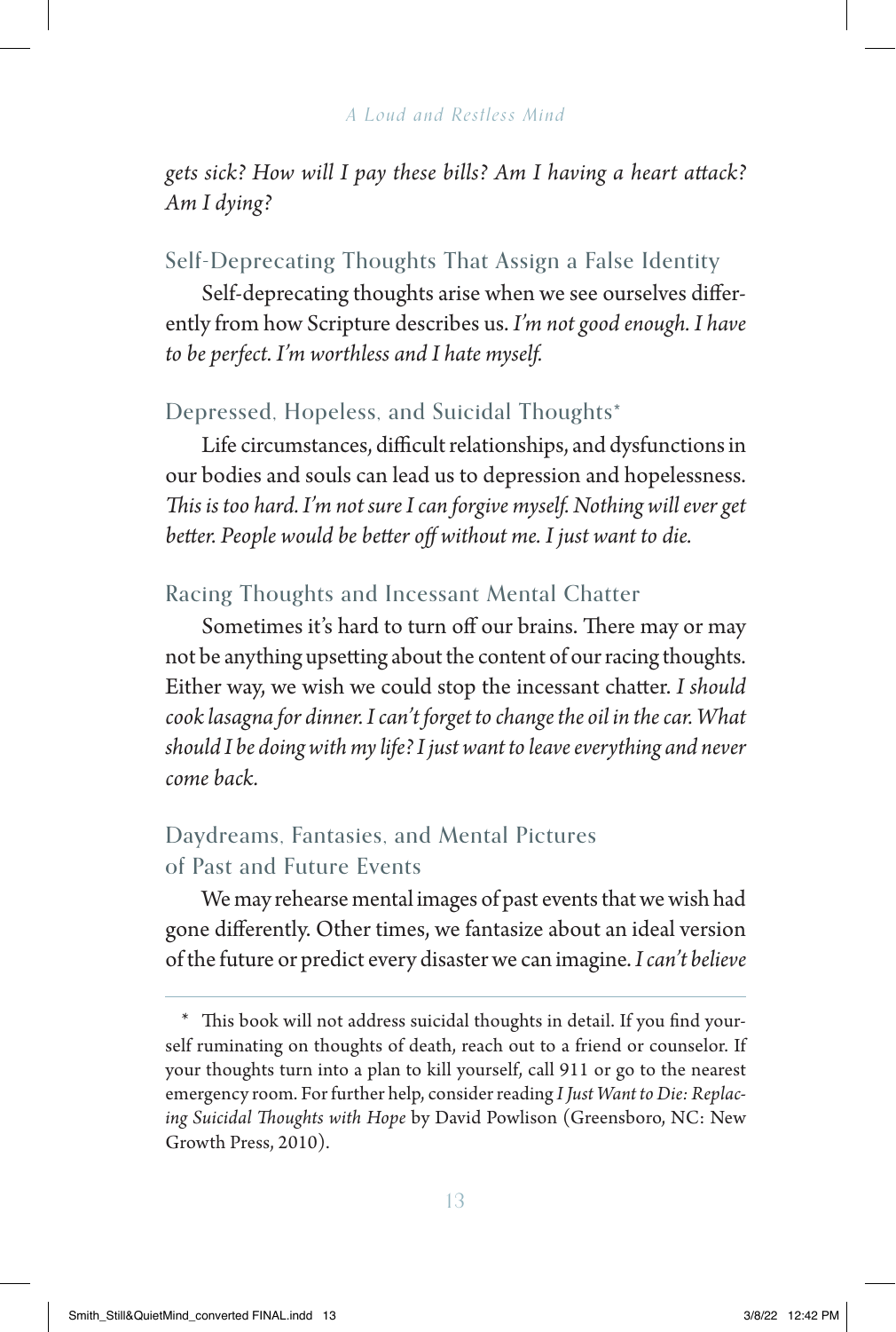*gets sick? How will I pay these bills? Am I having a heart attack? Am I dying?*

### Self-Deprecating Thoughts That Assign a False Identity

Self-deprecating thoughts arise when we see ourselves differently from how Scripture describes us. *I'm not good enough. I have to be perfect. I'm worthless and I hate myself.*

### Depressed, Hopeless, and Suicidal Thoughts*

Life circumstances, difficult relationships, and dysfunctions in our bodies and souls can lead us to depression and hopelessness. *This is too hard. I'm not sure I can forgive myself. Nothing will ever get better. People would be better off without me. I just want to die.*

### Racing Thoughts and Incessant Mental Chatter

Sometimes it's hard to turn off our brains. There may or may not be anything upsetting about the content of our racing thoughts. Either way, we wish we could stop the incessant chatter. *I should cook lasagna for dinner. I can't forget to change the oil in the car. What should I be doing with my life? I just want to leave everything and never come back.*

### Daydreams, Fantasies, and Mental Pictures of Past and Future Events

We may rehearse mental images of past events that we wish had gone differently. Other times, we fantasize about an ideal version of the future or predict every disaster we can imagine. *I can't believe*

---

\* This book will not address suicidal thoughts in detail. If you find yourself ruminating on thoughts of death, reach out to a friend or counselor. If your thoughts turn into a plan to kill yourself, call 911 or go to the nearest emergency room. For further help, consider reading *I Just Want to Die: Replacing Suicidal Thoughts with Hope* by David Powlison (Greensboro, NC: New Growth Press, 2010).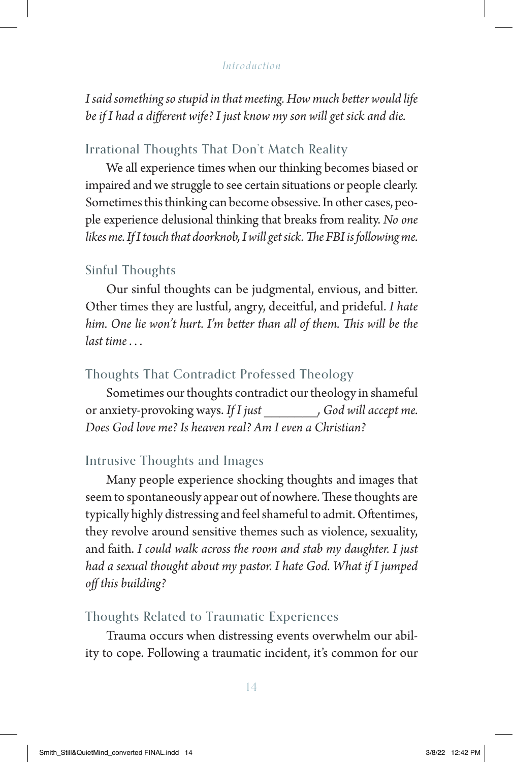*I said something so stupid in that meeting. How much better would life be if I had a different wife? I just know my son will get sick and die.*

### Irrational Thoughts That Don't Match Reality

We all experience times when our thinking becomes biased or impaired and we struggle to see certain situations or people clearly. Sometimes this thinking can become obsessive. In other cases, people experience delusional thinking that breaks from reality. *No one likes me. If I touch that doorknob, I will get sick. The FBI is following me.*

### Sinful Thoughts

Our sinful thoughts can be judgmental, envious, and bitter. Other times they are lustful, angry, deceitful, and prideful. *I hate him. One lie won't hurt. I'm better than all of them. This will be the last time . . .*

### Thoughts That Contradict Professed Theology

Sometimes our thoughts contradict our theology in shameful or anxiety-provoking ways. *If I just ________, God will accept me. Does God love me? Is heaven real? Am I even a Christian?*

### Intrusive Thoughts and Images

Many people experience shocking thoughts and images that seem to spontaneously appear out of nowhere. These thoughts are typically highly distressing and feel shameful to admit. Oftentimes, they revolve around sensitive themes such as violence, sexuality, and faith. *I could walk across the room and stab my daughter. I just had a sexual thought about my pastor. I hate God. What if I jumped off this building?*

### Thoughts Related to Traumatic Experiences

Trauma occurs when distressing events overwhelm our ability to cope. Following a traumatic incident, it's common for our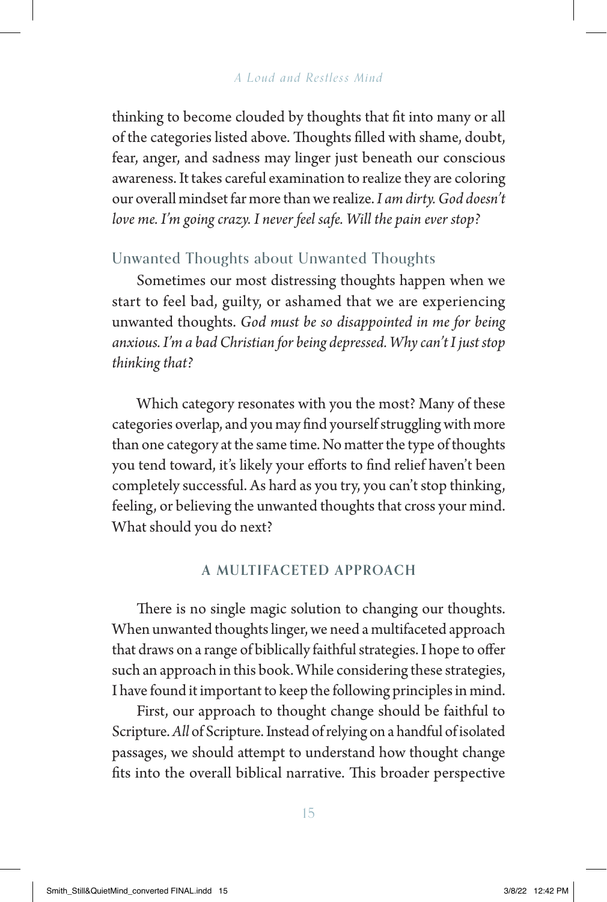thinking to become clouded by thoughts that fit into many or all of the categories listed above. Thoughts filled with shame, doubt, fear, anger, and sadness may linger just beneath our conscious awareness. It takes careful examination to realize they are coloring our overall mindset far more than we realize. *I am dirty. God doesn't love me. I'm going crazy. I never feel safe. Will the pain ever stop?*

### Unwanted Thoughts about Unwanted Thoughts

Sometimes our most distressing thoughts happen when we start to feel bad, guilty, or ashamed that we are experiencing unwanted thoughts. *God must be so disappointed in me for being anxious. I'm a bad Christian for being depressed. Why can't I just stop thinking that?*

Which category resonates with you the most? Many of these categories overlap, and you may find yourself struggling with more than one category at the same time. No matter the type of thoughts you tend toward, it's likely your efforts to find relief haven't been completely successful. As hard as you try, you can't stop thinking, feeling, or believing the unwanted thoughts that cross your mind. What should you do next?

## A MULTIFACETED APPROACH

There is no single magic solution to changing our thoughts. When unwanted thoughts linger, we need a multifaceted approach that draws on a range of biblically faithful strategies. I hope to offer such an approach in this book. While considering these strategies, I have found it important to keep the following principles in mind.

First, our approach to thought change should be faithful to Scripture. *All* of Scripture. Instead of relying on a handful of isolated passages, we should attempt to understand how thought change fits into the overall biblical narrative. This broader perspective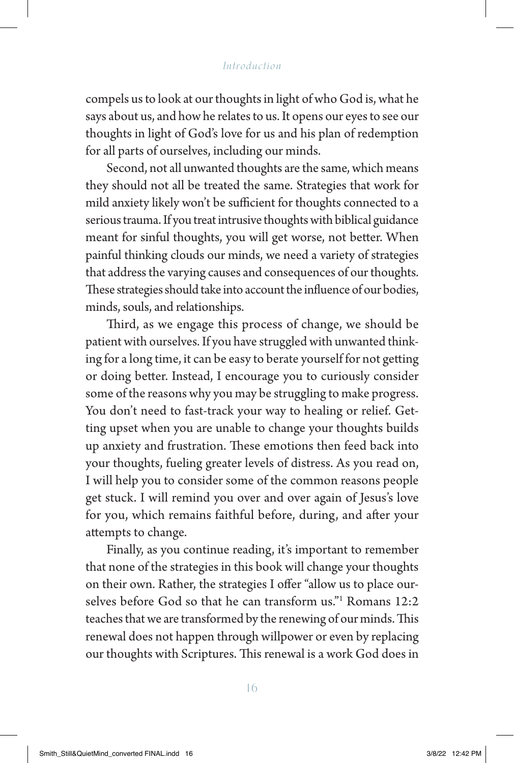compels us to look at our thoughts in light of who God is, what he says about us, and how he relates to us. It opens our eyes to see our thoughts in light of God's love for us and his plan of redemption for all parts of ourselves, including our minds.

Second, not all unwanted thoughts are the same, which means they should not all be treated the same. Strategies that work for mild anxiety likely won't be sufficient for thoughts connected to a serious trauma. If you treat intrusive thoughts with biblical guidance meant for sinful thoughts, you will get worse, not better. When painful thinking clouds our minds, we need a variety of strategies that address the varying causes and consequences of our thoughts. These strategies should take into account the influence of our bodies, minds, souls, and relationships.

Third, as we engage this process of change, we should be patient with ourselves. If you have struggled with unwanted thinking for a long time, it can be easy to berate yourself for not getting or doing better. Instead, I encourage you to curiously consider some of the reasons why you may be struggling to make progress. You don't need to fast-track your way to healing or relief. Getting upset when you are unable to change your thoughts builds up anxiety and frustration. These emotions then feed back into your thoughts, fueling greater levels of distress. As you read on, I will help you to consider some of the common reasons people get stuck. I will remind you over and over again of Jesus's love for you, which remains faithful before, during, and after your attempts to change.

Finally, as you continue reading, it's important to remember that none of the strategies in this book will change your thoughts on their own. Rather, the strategies I offer "allow us to place ourselves before God so that he can transform us."[1] Romans 12:2 teaches that we are transformed by the renewing of our minds. This renewal does not happen through willpower or even by replacing our thoughts with Scriptures. This renewal is a work God does in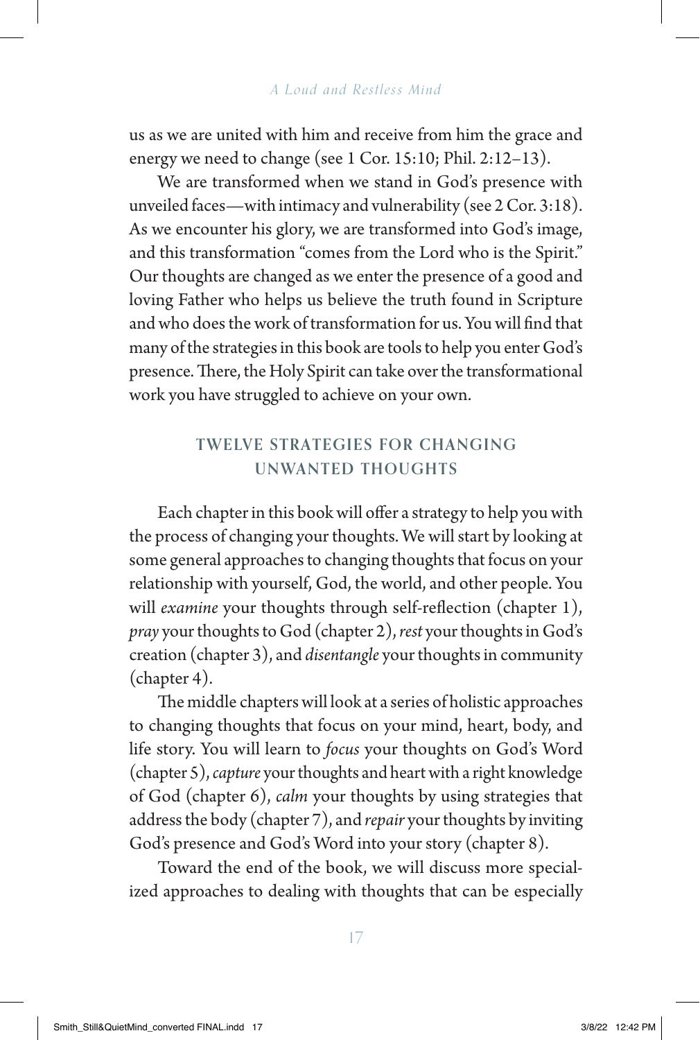us as we are united with him and receive from him the grace and energy we need to change (see 1 Cor. 15:10; Phil. 2:12–13).

We are transformed when we stand in God's presence with unveiled faces—with intimacy and vulnerability (see 2 Cor. 3:18). As we encounter his glory, we are transformed into God's image, and this transformation "comes from the Lord who is the Spirit." Our thoughts are changed as we enter the presence of a good and loving Father who helps us believe the truth found in Scripture and who does the work of transformation for us. You will find that many of the strategies in this book are tools to help you enter God's presence. There, the Holy Spirit can take over the transformational work you have struggled to achieve on your own.

## TWELVE STRATEGIES FOR CHANGING UNWANTED THOUGHTS

Each chapter in this book will offer a strategy to help you with the process of changing your thoughts. We will start by looking at some general approaches to changing thoughts that focus on your relationship with yourself, God, the world, and other people. You will *examine* your thoughts through self-reflection (chapter 1), *pray* your thoughts to God (chapter 2), *rest* your thoughts in God's creation (chapter 3), and *disentangle* your thoughts in community (chapter 4).

The middle chapters will look at a series of holistic approaches to changing thoughts that focus on your mind, heart, body, and life story. You will learn to *focus* your thoughts on God's Word (chapter 5), *capture* your thoughts and heart with a right knowledge of God (chapter 6), *calm* your thoughts by using strategies that address the body (chapter 7), and *repair* your thoughts by inviting God's presence and God's Word into your story (chapter 8).

Toward the end of the book, we will discuss more specialized approaches to dealing with thoughts that can be especially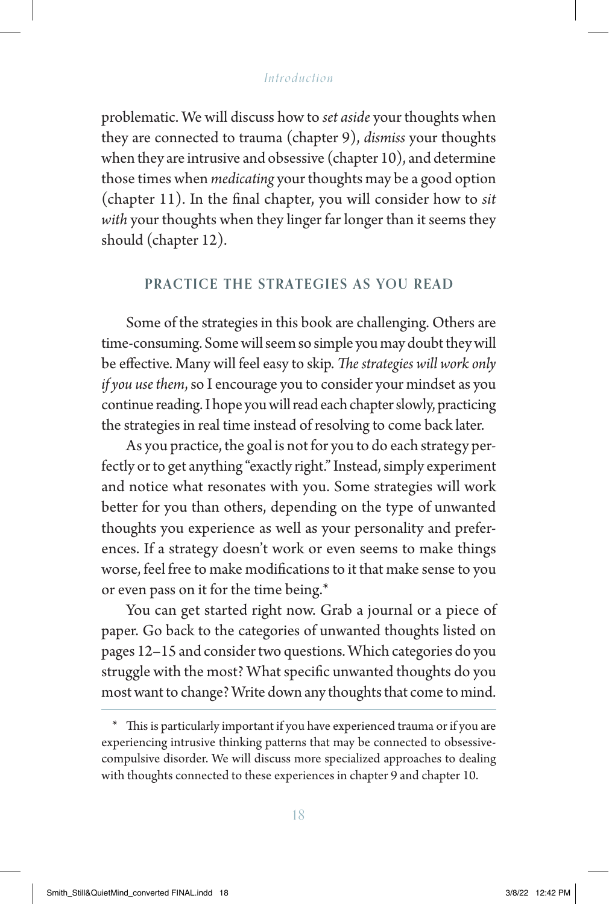problematic. We will discuss how to *set aside* your thoughts when they are connected to trauma (chapter 9), *dismiss* your thoughts when they are intrusive and obsessive (chapter 10), and determine those times when *medicating* your thoughts may be a good option (chapter 11). In the final chapter, you will consider how to *sit with* your thoughts when they linger far longer than it seems they should (chapter 12).

## PRACTICE THE STRATEGIES AS YOU READ

Some of the strategies in this book are challenging. Others are time-consuming. Some will seem so simple you may doubt they will be effective. Many will feel easy to skip. *The strategies will work only if you use them*, so I encourage you to consider your mindset as you continue reading. I hope you will read each chapter slowly, practicing the strategies in real time instead of resolving to come back later.

As you practice, the goal is not for you to do each strategy perfectly or to get anything "exactly right." Instead, simply experiment and notice what resonates with you. Some strategies will work better for you than others, depending on the type of unwanted thoughts you experience as well as your personality and preferences. If a strategy doesn't work or even seems to make things worse, feel free to make modifications to it that make sense to you or even pass on it for the time being.*

You can get started right now. Grab a journal or a piece of paper. Go back to the categories of unwanted thoughts listed on pages 12–15 and consider two questions. Which categories do you struggle with the most? What specific unwanted thoughts do you most want to change? Write down any thoughts that come to mind.

---

\* This is particularly important if you have experienced trauma or if you are experiencing intrusive thinking patterns that may be connected to obsessive-compulsive disorder. We will discuss more specialized approaches to dealing with thoughts connected to these experiences in chapter 9 and chapter 10.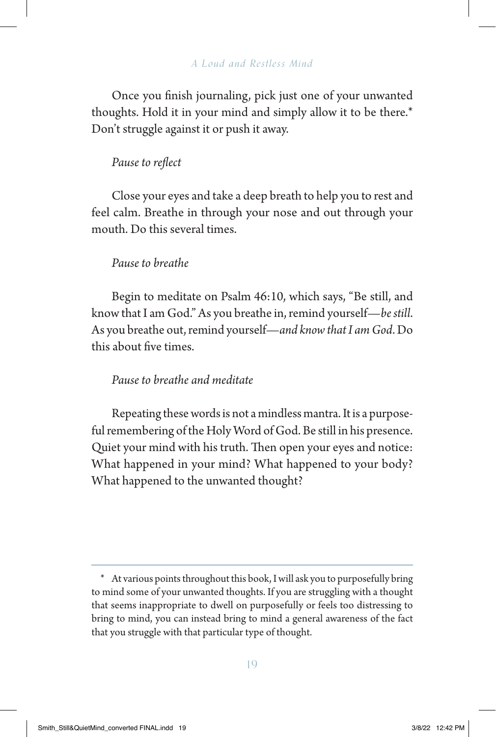Once you finish journaling, pick just one of your unwanted thoughts. Hold it in your mind and simply allow it to be there.* Don't struggle against it or push it away.

*Pause to reflect*

Close your eyes and take a deep breath to help you to rest and feel calm. Breathe in through your nose and out through your mouth. Do this several times.

*Pause to breathe*

Begin to meditate on Psalm 46:10, which says, "Be still, and know that I am God." As you breathe in, remind yourself—*be still*. As you breathe out, remind yourself—*and know that I am God*. Do this about five times.

*Pause to breathe and meditate*

Repeating these words is not a mindless mantra. It is a purposeful remembering of the Holy Word of God. Be still in his presence. Quiet your mind with his truth. Then open your eyes and notice: What happened in your mind? What happened to your body? What happened to the unwanted thought?

---

* At various points throughout this book, I will ask you to purposefully bring to mind some of your unwanted thoughts. If you are struggling with a thought that seems inappropriate to dwell on purposefully or feels too distressing to bring to mind, you can instead bring to mind a general awareness of the fact that you struggle with that particular type of thought.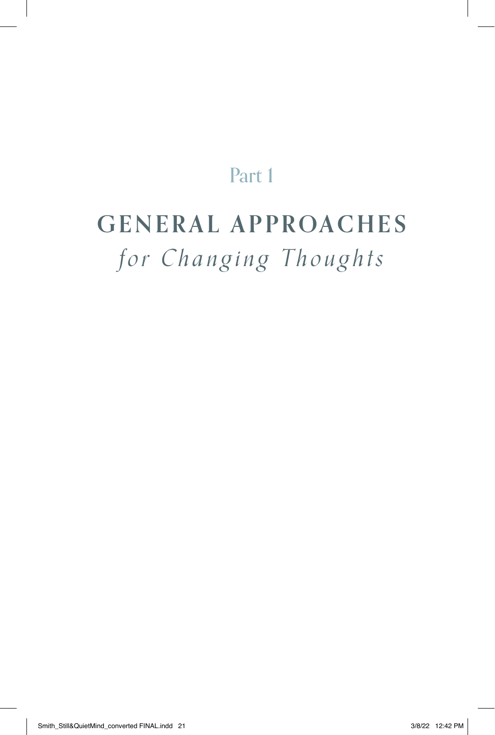# Part 1

# GENERAL APPROACHES *for Changing Thoughts*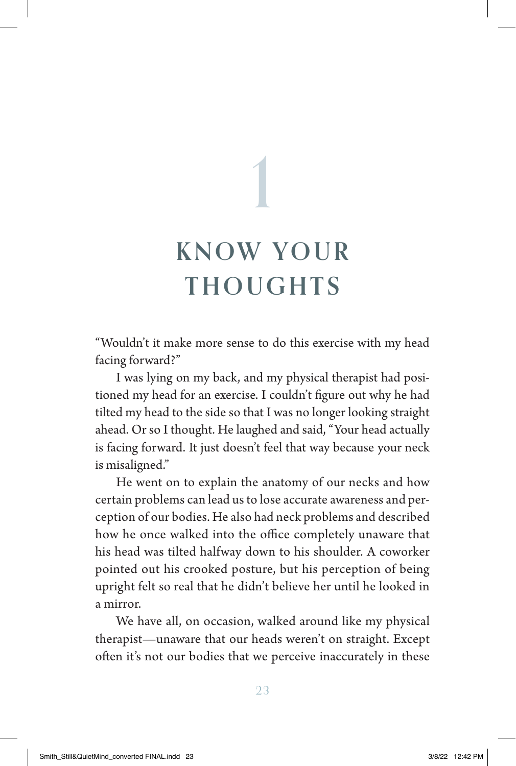# 1

# KNOW YOUR THOUGHTS

"Wouldn't it make more sense to do this exercise with my head facing forward?"

I was lying on my back, and my physical therapist had positioned my head for an exercise. I couldn't figure out why he had tilted my head to the side so that I was no longer looking straight ahead. Or so I thought. He laughed and said, "Your head actually is facing forward. It just doesn't feel that way because your neck is misaligned."

He went on to explain the anatomy of our necks and how certain problems can lead us to lose accurate awareness and perception of our bodies. He also had neck problems and described how he once walked into the office completely unaware that his head was tilted halfway down to his shoulder. A coworker pointed out his crooked posture, but his perception of being upright felt so real that he didn't believe her until he looked in a mirror.

We have all, on occasion, walked around like my physical therapist—unaware that our heads weren't on straight. Except often it's not our bodies that we perceive inaccurately in these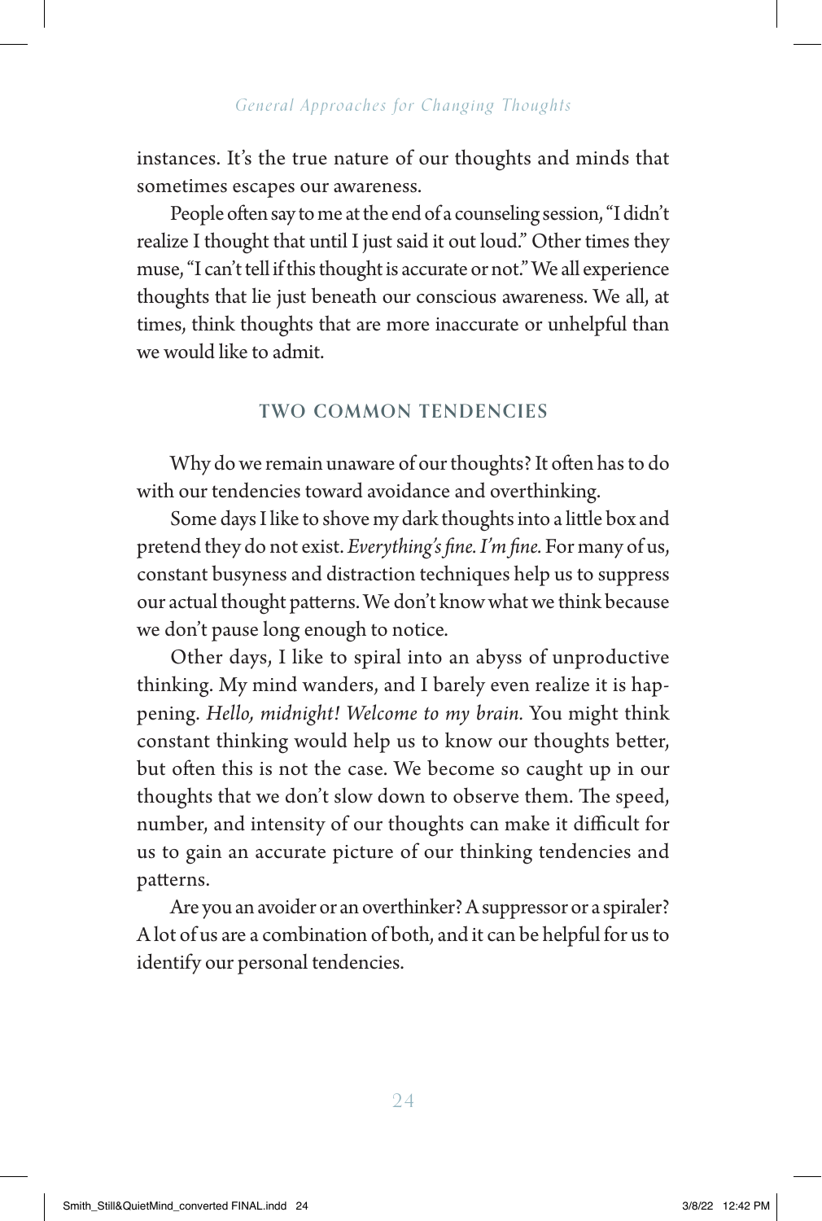instances. It's the true nature of our thoughts and minds that sometimes escapes our awareness.

People often say to me at the end of a counseling session, "I didn't realize I thought that until I just said it out loud." Other times they muse, "I can't tell if this thought is accurate or not." We all experience thoughts that lie just beneath our conscious awareness. We all, at times, think thoughts that are more inaccurate or unhelpful than we would like to admit.

## TWO COMMON TENDENCIES

Why do we remain unaware of our thoughts? It often has to do with our tendencies toward avoidance and overthinking.

Some days I like to shove my dark thoughts into a little box and pretend they do not exist. *Everything's fine. I'm fine.* For many of us, constant busyness and distraction techniques help us to suppress our actual thought patterns. We don't know what we think because we don't pause long enough to notice.

Other days, I like to spiral into an abyss of unproductive thinking. My mind wanders, and I barely even realize it is happening. *Hello, midnight! Welcome to my brain.* You might think constant thinking would help us to know our thoughts better, but often this is not the case. We become so caught up in our thoughts that we don't slow down to observe them. The speed, number, and intensity of our thoughts can make it difficult for us to gain an accurate picture of our thinking tendencies and patterns.

Are you an avoider or an overthinker? A suppressor or a spiraler? A lot of us are a combination of both, and it can be helpful for us to identify our personal tendencies.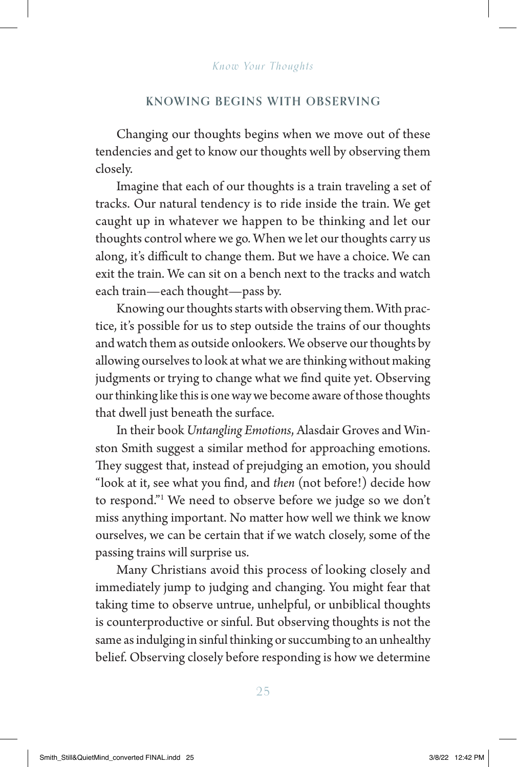## KNOWING BEGINS WITH OBSERVING

Changing our thoughts begins when we move out of these tendencies and get to know our thoughts well by observing them closely.

Imagine that each of our thoughts is a train traveling a set of tracks. Our natural tendency is to ride inside the train. We get caught up in whatever we happen to be thinking and let our thoughts control where we go. When we let our thoughts carry us along, it's difficult to change them. But we have a choice. We can exit the train. We can sit on a bench next to the tracks and watch each train—each thought—pass by.

Knowing our thoughts starts with observing them. With practice, it's possible for us to step outside the trains of our thoughts and watch them as outside onlookers. We observe our thoughts by allowing ourselves to look at what we are thinking without making judgments or trying to change what we find quite yet. Observing our thinking like this is one way we become aware of those thoughts that dwell just beneath the surface.

In their book *Untangling Emotions*, Alasdair Groves and Winston Smith suggest a similar method for approaching emotions. They suggest that, instead of prejudging an emotion, you should "look at it, see what you find, and *then* (not before!) decide how to respond."[1] We need to observe before we judge so we don't miss anything important. No matter how well we think we know ourselves, we can be certain that if we watch closely, some of the passing trains will surprise us.

Many Christians avoid this process of looking closely and immediately jump to judging and changing. You might fear that taking time to observe untrue, unhelpful, or unbiblical thoughts is counterproductive or sinful. But observing thoughts is not the same as indulging in sinful thinking or succumbing to an unhealthy belief. Observing closely before responding is how we determine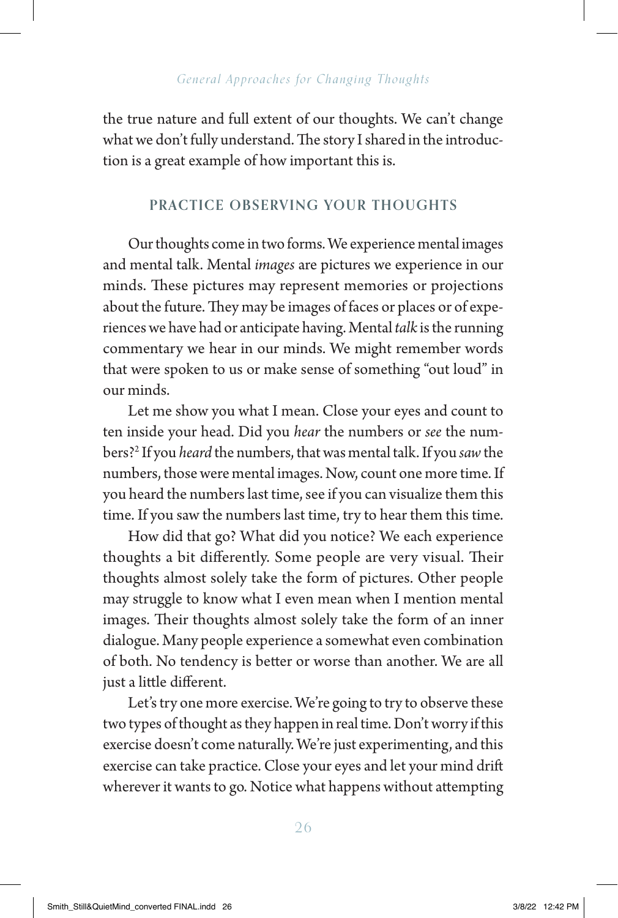the true nature and full extent of our thoughts. We can't change what we don't fully understand. The story I shared in the introduction is a great example of how important this is.

## PRACTICE OBSERVING YOUR THOUGHTS

Our thoughts come in two forms. We experience mental images and mental talk. Mental *images* are pictures we experience in our minds. These pictures may represent memories or projections about the future. They may be images of faces or places or of experiences we have had or anticipate having. Mental *talk* is the running commentary we hear in our minds. We might remember words that were spoken to us or make sense of something "out loud" in our minds.

Let me show you what I mean. Close your eyes and count to ten inside your head. Did you *hear* the numbers or *see* the numbers?[2] If you *heard* the numbers, that was mental talk. If you *saw* the numbers, those were mental images. Now, count one more time. If you heard the numbers last time, see if you can visualize them this time. If you saw the numbers last time, try to hear them this time.

How did that go? What did you notice? We each experience thoughts a bit differently. Some people are very visual. Their thoughts almost solely take the form of pictures. Other people may struggle to know what I even mean when I mention mental images. Their thoughts almost solely take the form of an inner dialogue. Many people experience a somewhat even combination of both. No tendency is better or worse than another. We are all just a little different.

Let's try one more exercise. We're going to try to observe these two types of thought as they happen in real time. Don't worry if this exercise doesn't come naturally. We're just experimenting, and this exercise can take practice. Close your eyes and let your mind drift wherever it wants to go. Notice what happens without attempting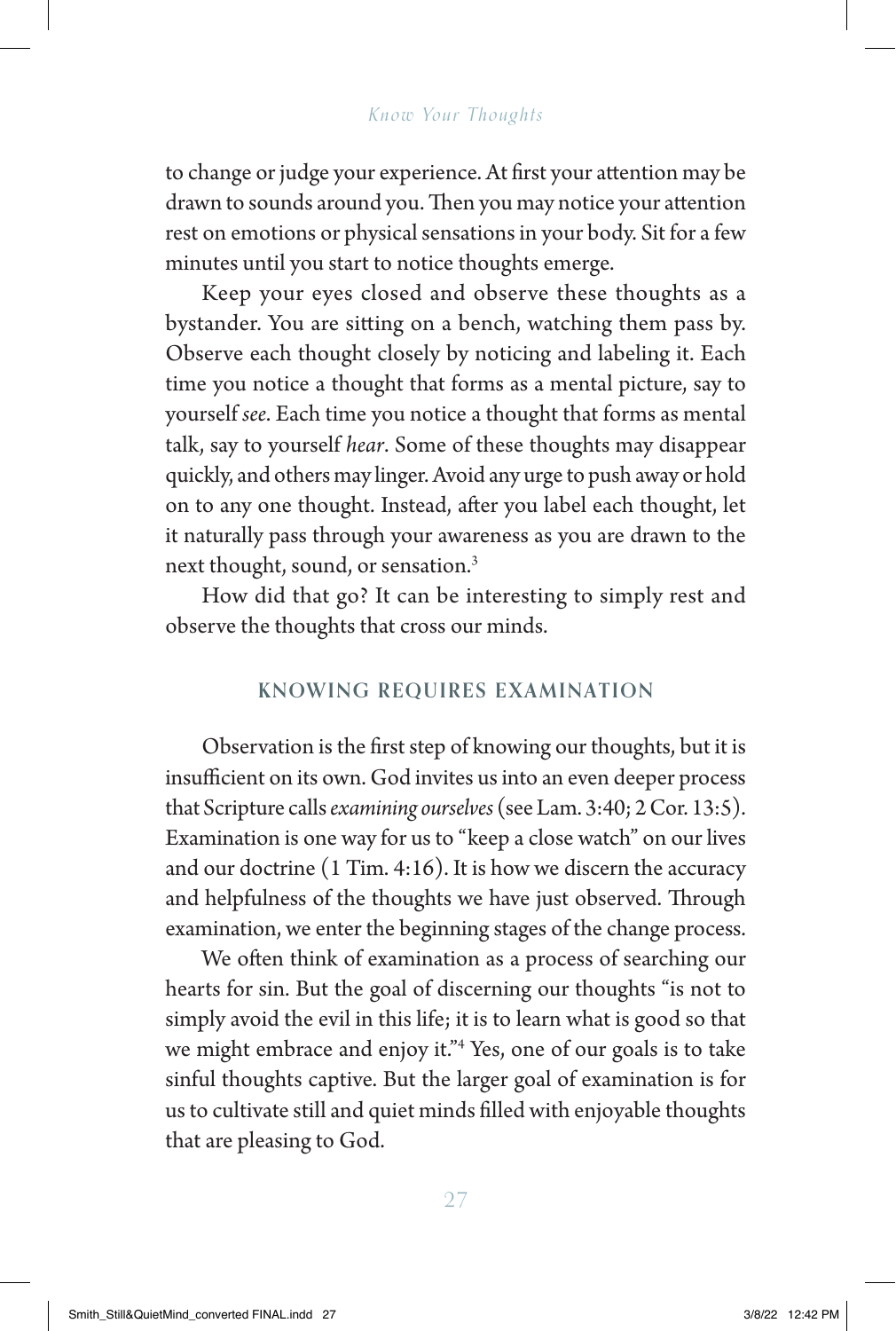to change or judge your experience. At first your attention may be drawn to sounds around you. Then you may notice your attention rest on emotions or physical sensations in your body. Sit for a few minutes until you start to notice thoughts emerge.

Keep your eyes closed and observe these thoughts as a bystander. You are sitting on a bench, watching them pass by. Observe each thought closely by noticing and labeling it. Each time you notice a thought that forms as a mental picture, say to yourself *see*. Each time you notice a thought that forms as mental talk, say to yourself *hear*. Some of these thoughts may disappear quickly, and others may linger. Avoid any urge to push away or hold on to any one thought. Instead, after you label each thought, let it naturally pass through your awareness as you are drawn to the next thought, sound, or sensation.[3]

How did that go? It can be interesting to simply rest and observe the thoughts that cross our minds.

## KNOWING REQUIRES EXAMINATION

Observation is the first step of knowing our thoughts, but it is insufficient on its own. God invites us into an even deeper process that Scripture calls *examining ourselves* (see Lam. 3:40; 2 Cor. 13:5). Examination is one way for us to "keep a close watch" on our lives and our doctrine (1 Tim. 4:16). It is how we discern the accuracy and helpfulness of the thoughts we have just observed. Through examination, we enter the beginning stages of the change process.

We often think of examination as a process of searching our hearts for sin. But the goal of discerning our thoughts "is not to simply avoid the evil in this life; it is to learn what is good so that we might embrace and enjoy it."[4] Yes, one of our goals is to take sinful thoughts captive. But the larger goal of examination is for us to cultivate still and quiet minds filled with enjoyable thoughts that are pleasing to God.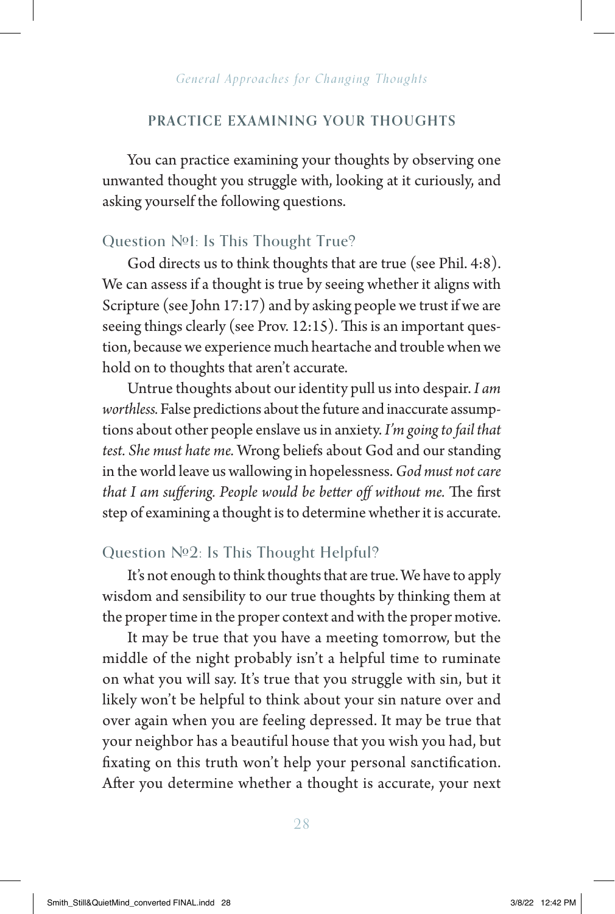## PRACTICE EXAMINING YOUR THOUGHTS

You can practice examining your thoughts by observing one unwanted thought you struggle with, looking at it curiously, and asking yourself the following questions.

### Question №1: Is This Thought True?

God directs us to think thoughts that are true (see Phil. 4:8). We can assess if a thought is true by seeing whether it aligns with Scripture (see John 17:17) and by asking people we trust if we are seeing things clearly (see Prov. 12:15). This is an important question, because we experience much heartache and trouble when we hold on to thoughts that aren't accurate.

Untrue thoughts about our identity pull us into despair. *I am worthless.* False predictions about the future and inaccurate assumptions about other people enslave us in anxiety. *I'm going to fail that test. She must hate me.* Wrong beliefs about God and our standing in the world leave us wallowing in hopelessness. *God must not care that I am suffering. People would be better off without me.* The first step of examining a thought is to determine whether it is accurate.

### Question №2: Is This Thought Helpful?

It's not enough to think thoughts that are true. We have to apply wisdom and sensibility to our true thoughts by thinking them at the proper time in the proper context and with the proper motive.

It may be true that you have a meeting tomorrow, but the middle of the night probably isn't a helpful time to ruminate on what you will say. It's true that you struggle with sin, but it likely won't be helpful to think about your sin nature over and over again when you are feeling depressed. It may be true that your neighbor has a beautiful house that you wish you had, but fixating on this truth won't help your personal sanctification. After you determine whether a thought is accurate, your next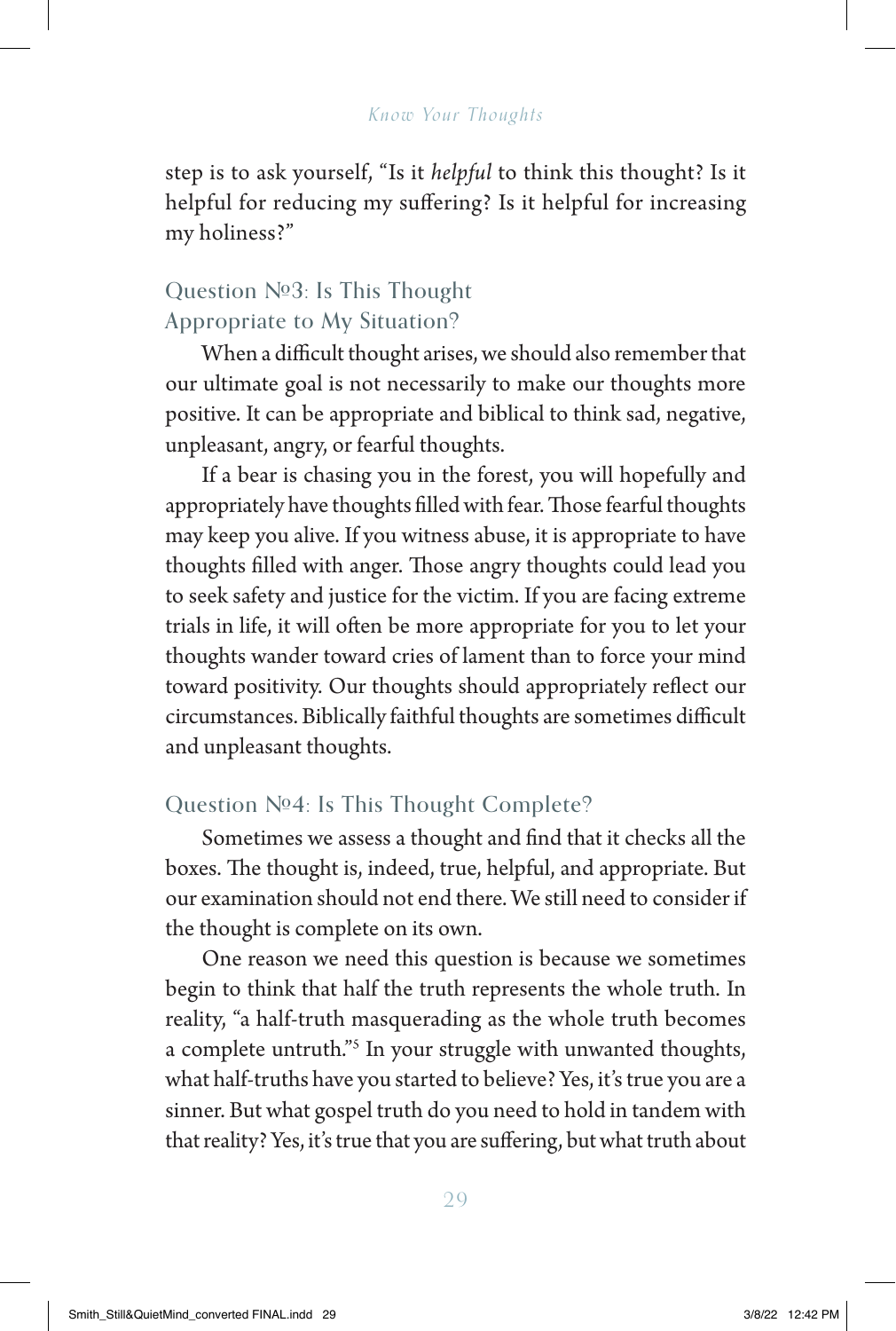step is to ask yourself, "Is it *helpful* to think this thought? Is it helpful for reducing my suffering? Is it helpful for increasing my holiness?"

## Question №3: Is This Thought Appropriate to My Situation?

When a difficult thought arises, we should also remember that our ultimate goal is not necessarily to make our thoughts more positive. It can be appropriate and biblical to think sad, negative, unpleasant, angry, or fearful thoughts.

If a bear is chasing you in the forest, you will hopefully and appropriately have thoughts filled with fear. Those fearful thoughts may keep you alive. If you witness abuse, it is appropriate to have thoughts filled with anger. Those angry thoughts could lead you to seek safety and justice for the victim. If you are facing extreme trials in life, it will often be more appropriate for you to let your thoughts wander toward cries of lament than to force your mind toward positivity. Our thoughts should appropriately reflect our circumstances. Biblically faithful thoughts are sometimes difficult and unpleasant thoughts.

## Question №4: Is This Thought Complete?

Sometimes we assess a thought and find that it checks all the boxes. The thought is, indeed, true, helpful, and appropriate. But our examination should not end there. We still need to consider if the thought is complete on its own.

One reason we need this question is because we sometimes begin to think that half the truth represents the whole truth. In reality, "a half-truth masquerading as the whole truth becomes a complete untruth."[5] In your struggle with unwanted thoughts, what half-truths have you started to believe? Yes, it's true you are a sinner. But what gospel truth do you need to hold in tandem with that reality? Yes, it's true that you are suffering, but what truth about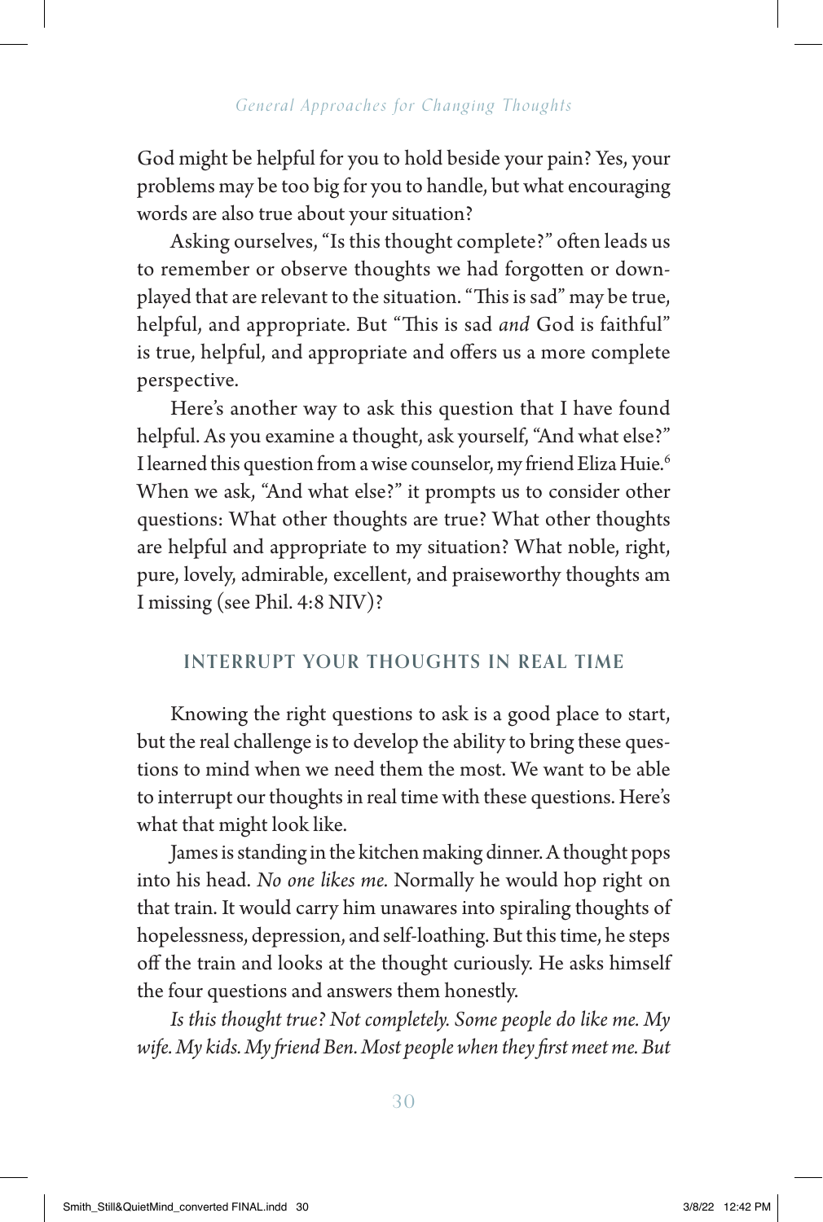God might be helpful for you to hold beside your pain? Yes, your problems may be too big for you to handle, but what encouraging words are also true about your situation?

Asking ourselves, "Is this thought complete?" often leads us to remember or observe thoughts we had forgotten or downplayed that are relevant to the situation. "This is sad" may be true, helpful, and appropriate. But "This is sad *and* God is faithful" is true, helpful, and appropriate and offers us a more complete perspective.

Here's another way to ask this question that I have found helpful. As you examine a thought, ask yourself, "And what else?" I learned this question from a wise counselor, my friend Eliza Huie.[6] When we ask, "And what else?" it prompts us to consider other questions: What other thoughts are true? What other thoughts are helpful and appropriate to my situation? What noble, right, pure, lovely, admirable, excellent, and praiseworthy thoughts am I missing (see Phil. 4:8 NIV)?

## INTERRUPT YOUR THOUGHTS IN REAL TIME

Knowing the right questions to ask is a good place to start, but the real challenge is to develop the ability to bring these questions to mind when we need them the most. We want to be able to interrupt our thoughts in real time with these questions. Here's what that might look like.

James is standing in the kitchen making dinner. A thought pops into his head. *No one likes me.* Normally he would hop right on that train. It would carry him unawares into spiraling thoughts of hopelessness, depression, and self-loathing. But this time, he steps off the train and looks at the thought curiously. He asks himself the four questions and answers them honestly.

*Is this thought true? Not completely. Some people do like me. My wife. My kids. My friend Ben. Most people when they first meet me. But*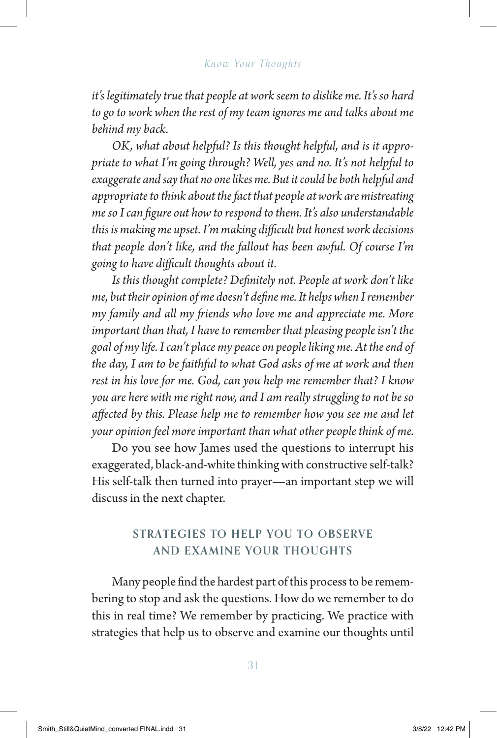*it's legitimately true that people at work seem to dislike me. It's so hard to go to work when the rest of my team ignores me and talks about me behind my back.*

*OK, what about helpful? Is this thought helpful, and is it appropriate to what I'm going through? Well, yes and no. It's not helpful to exaggerate and say that no one likes me. But it could be both helpful and appropriate to think about the fact that people at work are mistreating me so I can figure out how to respond to them. It's also understandable this is making me upset. I'm making difficult but honest work decisions that people don't like, and the fallout has been awful. Of course I'm going to have difficult thoughts about it.*

*Is this thought complete? Definitely not. People at work don't like me, but their opinion of me doesn't define me. It helps when I remember my family and all my friends who love me and appreciate me. More important than that, I have to remember that pleasing people isn't the goal of my life. I can't place my peace on people liking me. At the end of the day, I am to be faithful to what God asks of me at work and then rest in his love for me. God, can you help me remember that? I know you are here with me right now, and I am really struggling to not be so affected by this. Please help me to remember how you see me and let your opinion feel more important than what other people think of me.*

Do you see how James used the questions to interrupt his exaggerated, black-and-white thinking with constructive self-talk? His self-talk then turned into prayer—an important step we will discuss in the next chapter.

## STRATEGIES TO HELP YOU TO OBSERVE AND EXAMINE YOUR THOUGHTS

Many people find the hardest part of this process to be remembering to stop and ask the questions. How do we remember to do this in real time? We remember by practicing. We practice with strategies that help us to observe and examine our thoughts until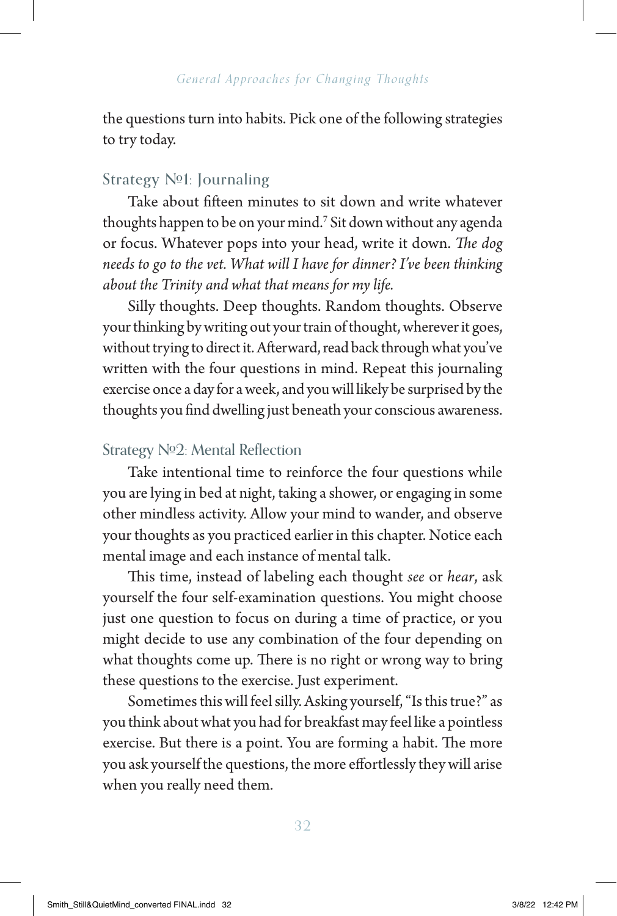the questions turn into habits. Pick one of the following strategies to try today.

### Strategy №1: Journaling

Take about fifteen minutes to sit down and write whatever thoughts happen to be on your mind.[7] Sit down without any agenda or focus. Whatever pops into your head, write it down. *The dog needs to go to the vet. What will I have for dinner? I've been thinking about the Trinity and what that means for my life.*

Silly thoughts. Deep thoughts. Random thoughts. Observe your thinking by writing out your train of thought, wherever it goes, without trying to direct it. Afterward, read back through what you've written with the four questions in mind. Repeat this journaling exercise once a day for a week, and you will likely be surprised by the thoughts you find dwelling just beneath your conscious awareness.

### Strategy №2: Mental Reflection

Take intentional time to reinforce the four questions while you are lying in bed at night, taking a shower, or engaging in some other mindless activity. Allow your mind to wander, and observe your thoughts as you practiced earlier in this chapter. Notice each mental image and each instance of mental talk.

This time, instead of labeling each thought *see* or *hear*, ask yourself the four self-examination questions. You might choose just one question to focus on during a time of practice, or you might decide to use any combination of the four depending on what thoughts come up. There is no right or wrong way to bring these questions to the exercise. Just experiment.

Sometimes this will feel silly. Asking yourself, "Is this true?" as you think about what you had for breakfast may feel like a pointless exercise. But there is a point. You are forming a habit. The more you ask yourself the questions, the more effortlessly they will arise when you really need them.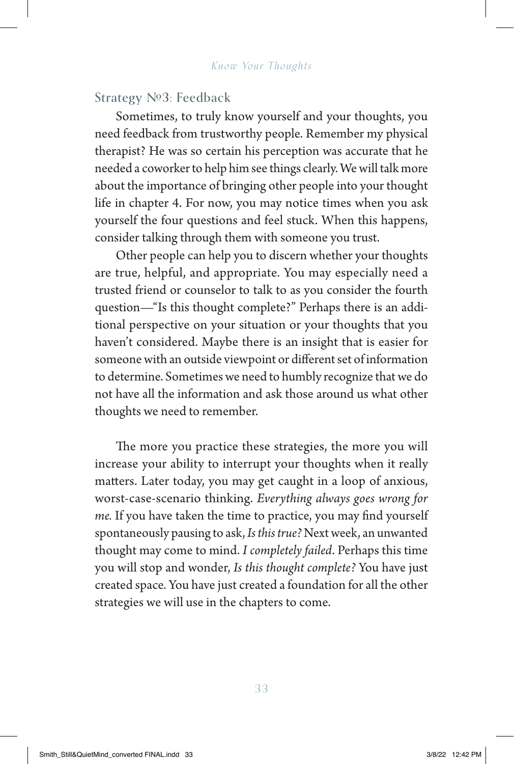## Strategy №3: Feedback

Sometimes, to truly know yourself and your thoughts, you need feedback from trustworthy people. Remember my physical therapist? He was so certain his perception was accurate that he needed a coworker to help him see things clearly. We will talk more about the importance of bringing other people into your thought life in chapter 4. For now, you may notice times when you ask yourself the four questions and feel stuck. When this happens, consider talking through them with someone you trust.

Other people can help you to discern whether your thoughts are true, helpful, and appropriate. You may especially need a trusted friend or counselor to talk to as you consider the fourth question—"Is this thought complete?" Perhaps there is an additional perspective on your situation or your thoughts that you haven't considered. Maybe there is an insight that is easier for someone with an outside viewpoint or different set of information to determine. Sometimes we need to humbly recognize that we do not have all the information and ask those around us what other thoughts we need to remember.

The more you practice these strategies, the more you will increase your ability to interrupt your thoughts when it really matters. Later today, you may get caught in a loop of anxious, worst-case-scenario thinking. *Everything always goes wrong for me.* If you have taken the time to practice, you may find yourself spontaneously pausing to ask, *Is this true?* Next week, an unwanted thought may come to mind. *I completely failed*. Perhaps this time you will stop and wonder, *Is this thought complete?* You have just created space. You have just created a foundation for all the other strategies we will use in the chapters to come.